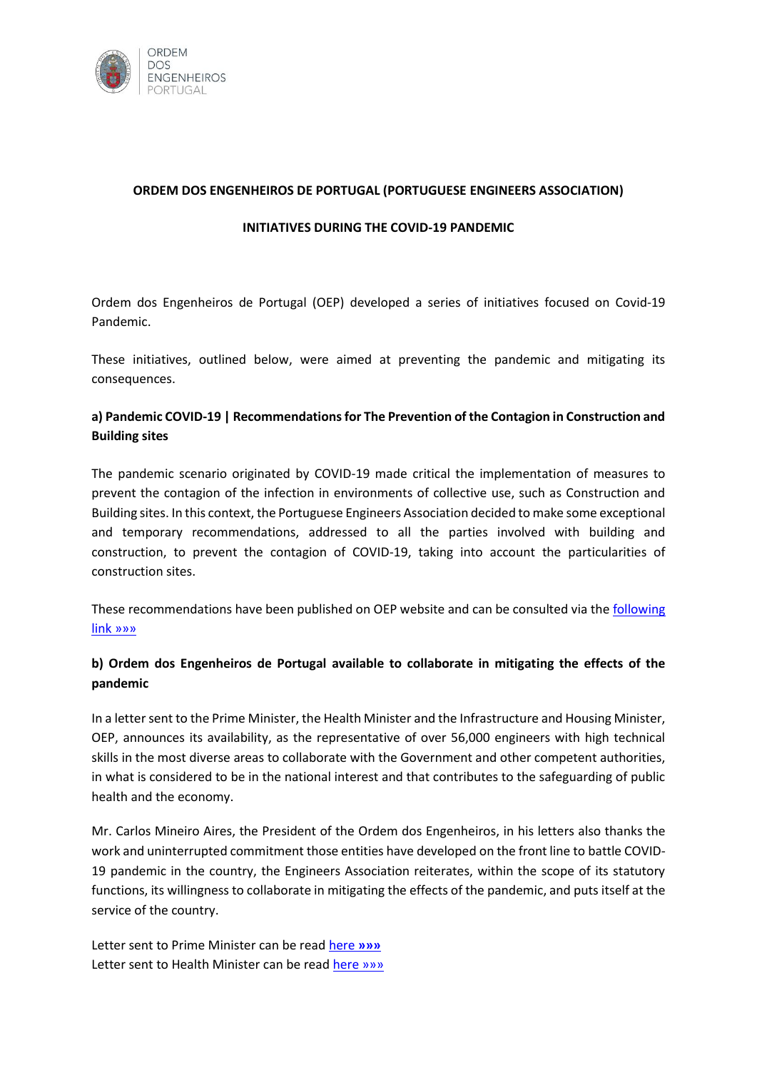**ORDEM DOS ENGENHEIROS DE PORTUGAL (PORTUGUESE ENGINEERS ASSOCIATION)**

**INITIATIVES DURING THE COVID-19 PANDEMIC**

Ordem dos Engenheiros de Portugal (OEP) developed a series of initiatives focused on Covid-19 Pandemic.

These initiatives, outlined below, were aimed at preventing the pandemic and mitigating its consequences.

## a) Pandemic COVID-19 | Recommendations for The Prevention of the Contagion in Construction and Building sites

The pandemic scenario originated by COVID-19 made critical the implementation of measures to prevent the contagion of the infection in environments of collective use, such as Construction and Building sites. In this context, the Portuguese Engineers Association decided to make some exceptional and temporary recommendations, addressed to all the parties involved with building and construction, to prevent the contagion of COVID-19, taking into account the particularities of construction sites.

These recommendations have been published on OEP website and can be consulted via the following link »»»

## b) Ordem dos Engenheiros de Portugal available to collaborate in mitigating the effects of the pandemic

In a letter sent to the Prime Minister, the Health Minister and the Infrastructure and Housing Minister, OEP, announces its availability, as the representative of over 56,000 engineers with high technical skills in the most diverse areas to collaborate with the Government and other competent authorities, in what is considered to be in the national interest and that contributes to the safeguarding of public health and the economy.

Mr. Carlos Mineiro Aires, the President of the Ordem dos Engenheiros, in his letters also thanks the work and uninterrupted commitment those entities have developed on the front line to battle COVID-19 pandemic in the country, the Engineers Association reiterates, within the scope of its statutory functions, its willingness to collaborate in mitigating the effects of the pandemic, and puts itself at the service of the country.

Letter sent to Prime Minister can be read here **»»»**
Letter sent to Health Minister can be read here »»»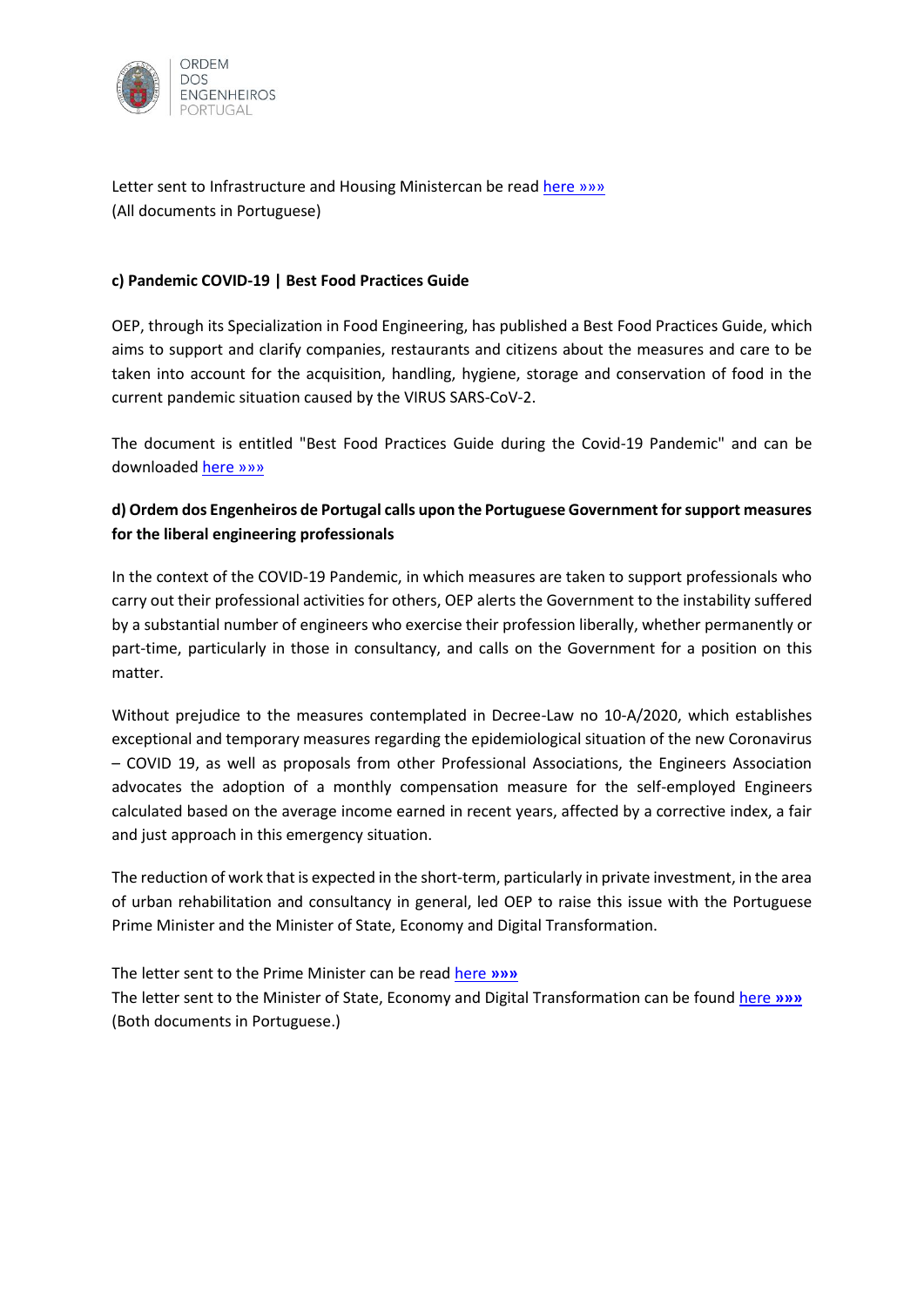Letter sent to Infrastructure and Housing Ministercan be read here »»»
(All documents in Portuguese)

**c) Pandemic COVID-19 | Best Food Practices Guide**

OEP, through its Specialization in Food Engineering, has published a Best Food Practices Guide, which aims to support and clarify companies, restaurants and citizens about the measures and care to be taken into account for the acquisition, handling, hygiene, storage and conservation of food in the current pandemic situation caused by the VIRUS SARS-CoV-2.

The document is entitled "Best Food Practices Guide during the Covid-19 Pandemic" and can be downloaded here »»»

**d) Ordem dos Engenheiros de Portugal calls upon the Portuguese Government for support measures for the liberal engineering professionals**

In the context of the COVID-19 Pandemic, in which measures are taken to support professionals who carry out their professional activities for others, OEP alerts the Government to the instability suffered by a substantial number of engineers who exercise their profession liberally, whether permanently or part-time, particularly in those in consultancy, and calls on the Government for a position on this matter.

Without prejudice to the measures contemplated in Decree-Law no 10-A/2020, which establishes exceptional and temporary measures regarding the epidemiological situation of the new Coronavirus – COVID 19, as well as proposals from other Professional Associations, the Engineers Association advocates the adoption of a monthly compensation measure for the self-employed Engineers calculated based on the average income earned in recent years, affected by a corrective index, a fair and just approach in this emergency situation.

The reduction of work that is expected in the short-term, particularly in private investment, in the area of urban rehabilitation and consultancy in general, led OEP to raise this issue with the Portuguese Prime Minister and the Minister of State, Economy and Digital Transformation.

The letter sent to the Prime Minister can be read here **»»»**
The letter sent to the Minister of State, Economy and Digital Transformation can be found here **»»»**
(Both documents in Portuguese.)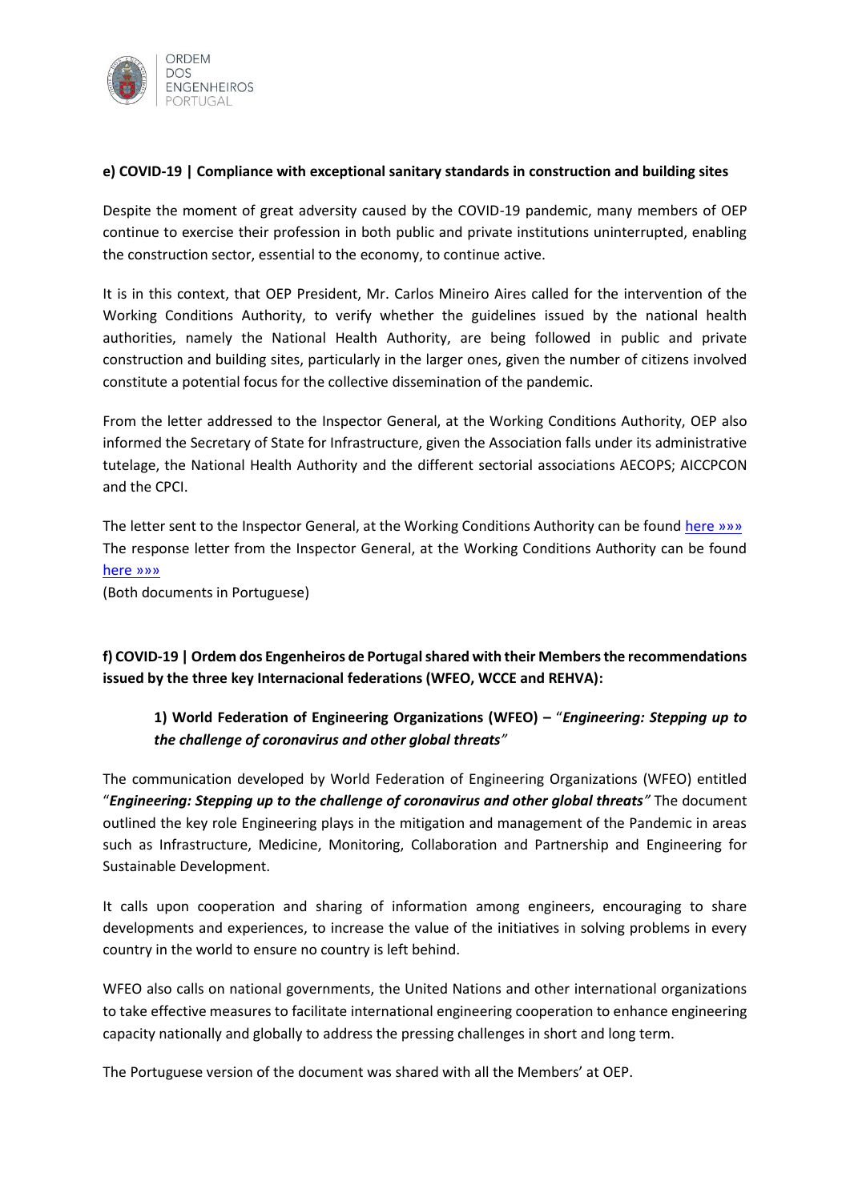**e) COVID-19 | Compliance with exceptional sanitary standards in construction and building sites**

Despite the moment of great adversity caused by the COVID-19 pandemic, many members of OEP continue to exercise their profession in both public and private institutions uninterrupted, enabling the construction sector, essential to the economy, to continue active.

It is in this context, that OEP President, Mr. Carlos Mineiro Aires called for the intervention of the Working Conditions Authority, to verify whether the guidelines issued by the national health authorities, namely the National Health Authority, are being followed in public and private construction and building sites, particularly in the larger ones, given the number of citizens involved constitute a potential focus for the collective dissemination of the pandemic.

From the letter addressed to the Inspector General, at the Working Conditions Authority, OEP also informed the Secretary of State for Infrastructure, given the Association falls under its administrative tutelage, the National Health Authority and the different sectorial associations AECOPS; AICCPCON and the CPCI.

The letter sent to the Inspector General, at the Working Conditions Authority can be found here »»»
The response letter from the Inspector General, at the Working Conditions Authority can be found here »»»
(Both documents in Portuguese)

**f) COVID-19 | Ordem dos Engenheiros de Portugal shared with their Members the recommendations issued by the three key Internacional federations (WFEO, WCCE and REHVA):**

**1) World Federation of Engineering Organizations (WFEO) –** "***Engineering: Stepping up to the challenge of coronavirus and other global threats***"

The communication developed by World Federation of Engineering Organizations (WFEO) entitled "***Engineering: Stepping up to the challenge of coronavirus and other global threats***" The document outlined the key role Engineering plays in the mitigation and management of the Pandemic in areas such as Infrastructure, Medicine, Monitoring, Collaboration and Partnership and Engineering for Sustainable Development.

It calls upon cooperation and sharing of information among engineers, encouraging to share developments and experiences, to increase the value of the initiatives in solving problems in every country in the world to ensure no country is left behind.

WFEO also calls on national governments, the United Nations and other international organizations to take effective measures to facilitate international engineering cooperation to enhance engineering capacity nationally and globally to address the pressing challenges in short and long term.

The Portuguese version of the document was shared with all the Members' at OEP.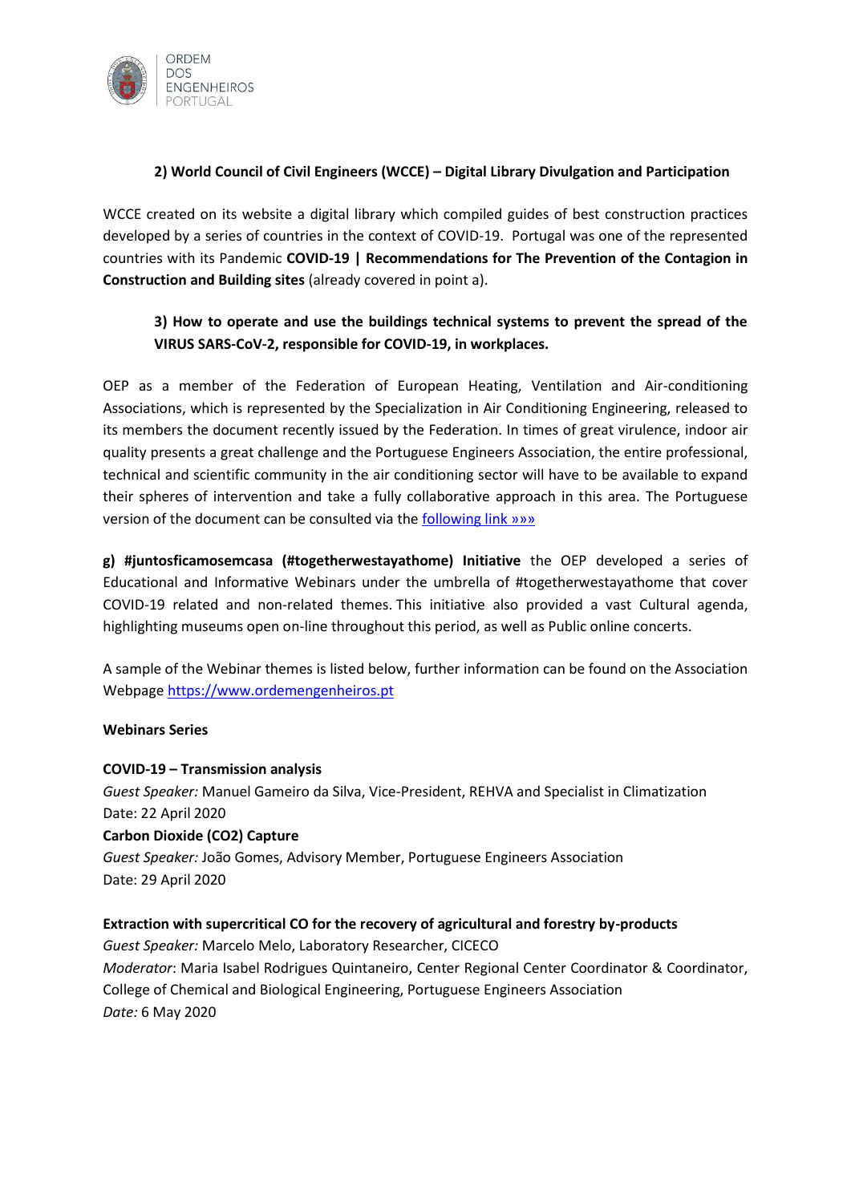### 2) World Council of Civil Engineers (WCCE) – Digital Library Divulgation and Participation

WCCE created on its website a digital library which compiled guides of best construction practices developed by a series of countries in the context of COVID-19. Portugal was one of the represented countries with its Pandemic **COVID-19 | Recommendations for The Prevention of the Contagion in Construction and Building sites** (already covered in point a).

### 3) How to operate and use the buildings technical systems to prevent the spread of the VIRUS SARS-CoV-2, responsible for COVID-19, in workplaces.

OEP as a member of the Federation of European Heating, Ventilation and Air-conditioning Associations, which is represented by the Specialization in Air Conditioning Engineering, released to its members the document recently issued by the Federation. In times of great virulence, indoor air quality presents a great challenge and the Portuguese Engineers Association, the entire professional, technical and scientific community in the air conditioning sector will have to be available to expand their spheres of intervention and take a fully collaborative approach in this area. The Portuguese version of the document can be consulted via the following link »»»

**g) #juntosficamosemcasa (#togetherwestayathome) Initiative** the OEP developed a series of Educational and Informative Webinars under the umbrella of #togetherwestayathome that cover COVID-19 related and non-related themes. This initiative also provided a vast Cultural agenda, highlighting museums open on-line throughout this period, as well as Public online concerts.

A sample of the Webinar themes is listed below, further information can be found on the Association Webpage https://www.ordemengenheiros.pt

**Webinars Series**

**COVID-19 – Transmission analysis**
*Guest Speaker:* Manuel Gameiro da Silva, Vice-President, REHVA and Specialist in Climatization
Date: 22 April 2020
**Carbon Dioxide (CO2) Capture**
*Guest Speaker:* João Gomes, Advisory Member, Portuguese Engineers Association
Date: 29 April 2020

**Extraction with supercritical CO for the recovery of agricultural and forestry by-products**
*Guest Speaker:* Marcelo Melo, Laboratory Researcher, CICECO
*Moderator*: Maria Isabel Rodrigues Quintaneiro, Center Regional Center Coordinator & Coordinator, College of Chemical and Biological Engineering, Portuguese Engineers Association
*Date:* 6 May 2020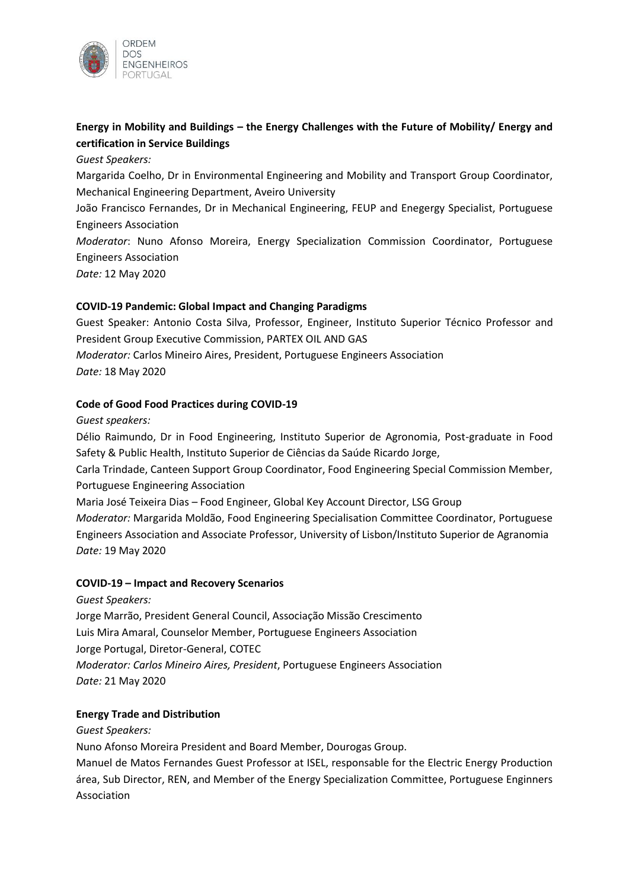**Energy in Mobility and Buildings – the Energy Challenges with the Future of Mobility/ Energy and certification in Service Buildings**

*Guest Speakers:*

Margarida Coelho, Dr in Environmental Engineering and Mobility and Transport Group Coordinator, Mechanical Engineering Department, Aveiro University

João Francisco Fernandes, Dr in Mechanical Engineering, FEUP and Enegergy Specialist, Portuguese Engineers Association

*Moderator*: Nuno Afonso Moreira, Energy Specialization Commission Coordinator, Portuguese Engineers Association

*Date:* 12 May 2020

**COVID-19 Pandemic: Global Impact and Changing Paradigms**

Guest Speaker: Antonio Costa Silva, Professor, Engineer, Instituto Superior Técnico Professor and President Group Executive Commission, PARTEX OIL AND GAS

*Moderator:* Carlos Mineiro Aires, President, Portuguese Engineers Association

*Date:* 18 May 2020

**Code of Good Food Practices during COVID-19**

*Guest speakers:*

Délio Raimundo, Dr in Food Engineering, Instituto Superior de Agronomia, Post-graduate in Food Safety & Public Health, Instituto Superior de Ciências da Saúde Ricardo Jorge,

Carla Trindade, Canteen Support Group Coordinator, Food Engineering Special Commission Member, Portuguese Engineering Association

Maria José Teixeira Dias – Food Engineer, Global Key Account Director, LSG Group

*Moderator:* Margarida Moldão, Food Engineering Specialisation Committee Coordinator, Portuguese Engineers Association and Associate Professor, University of Lisbon/Instituto Superior de Agranomia

*Date:* 19 May 2020

**COVID-19 – Impact and Recovery Scenarios**

*Guest Speakers:*

Jorge Marrão, President General Council, Associação Missão Crescimento

Luis Mira Amaral, Counselor Member, Portuguese Engineers Association

Jorge Portugal, Diretor-General, COTEC

*Moderator: Carlos Mineiro Aires, President*, Portuguese Engineers Association

*Date:* 21 May 2020

**Energy Trade and Distribution**

*Guest Speakers:*

Nuno Afonso Moreira President and Board Member, Dourogas Group.

Manuel de Matos Fernandes Guest Professor at ISEL, responsable for the Electric Energy Production área, Sub Director, REN, and Member of the Energy Specialization Committee, Portuguese Enginners Association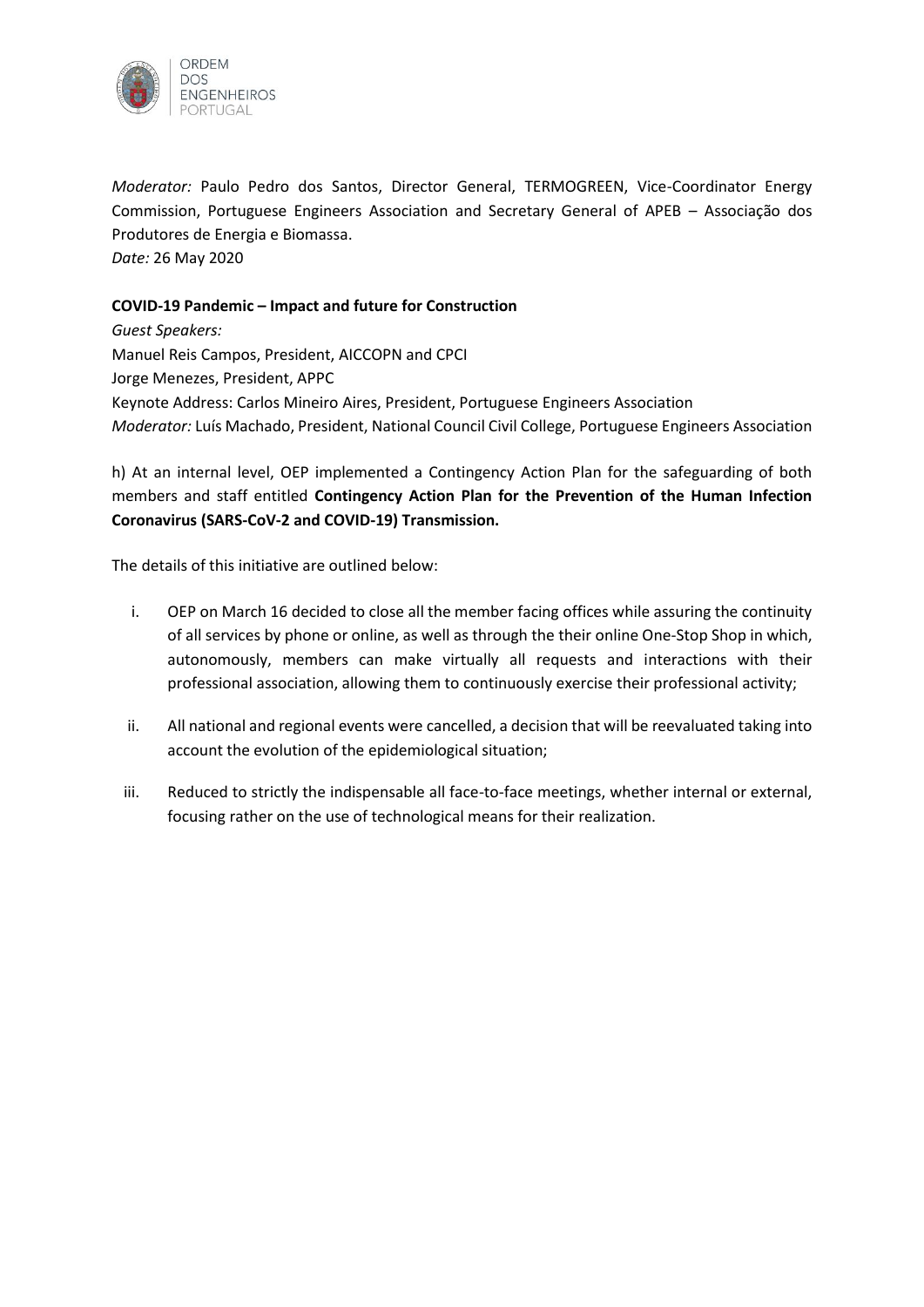*Moderator:* Paulo Pedro dos Santos, Director General, TERMOGREEN, Vice-Coordinator Energy Commission, Portuguese Engineers Association and Secretary General of APEB – Associação dos Produtores de Energia e Biomassa.
*Date:* 26 May 2020

**COVID-19 Pandemic – Impact and future for Construction**

*Guest Speakers:*
Manuel Reis Campos, President, AICCOPN and CPCI
Jorge Menezes, President, APPC
Keynote Address: Carlos Mineiro Aires, President, Portuguese Engineers Association
*Moderator:* Luís Machado, President, National Council Civil College, Portuguese Engineers Association

h) At an internal level, OEP implemented a Contingency Action Plan for the safeguarding of both members and staff entitled **Contingency Action Plan for the Prevention of the Human Infection Coronavirus (SARS-CoV-2 and COVID-19) Transmission.**

The details of this initiative are outlined below:

i. OEP on March 16 decided to close all the member facing offices while assuring the continuity of all services by phone or online, as well as through the their online One-Stop Shop in which, autonomously, members can make virtually all requests and interactions with their professional association, allowing them to continuously exercise their professional activity;

ii. All national and regional events were cancelled, a decision that will be reevaluated taking into account the evolution of the epidemiological situation;

iii. Reduced to strictly the indispensable all face-to-face meetings, whether internal or external, focusing rather on the use of technological means for their realization.